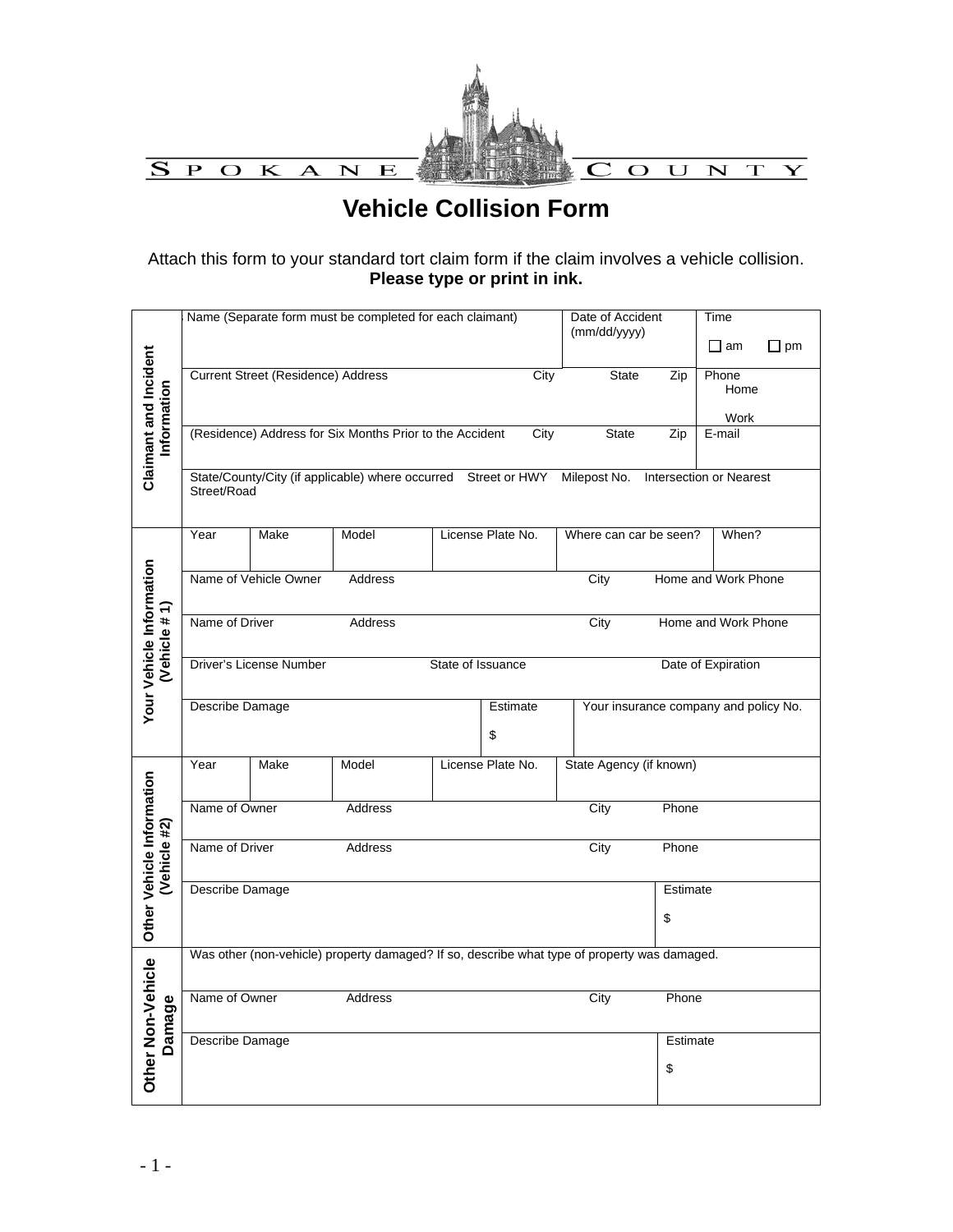SPOKANE COUNTY

# Vehicle Collision Form

Attach this form to your standard tort claim form if the claim involves a vehicle collision.
**Please type or print in ink.**

## Claimant and Incident Information

| Name (Separate form must be completed for each claimant) | Date of Accident (mm/dd/yyyy) | Time ☐ am ☐ pm |
|---|---|---|
| Current Street (Residence) Address / City / State / Zip | | Phone Home / Work |
| (Residence) Address for Six Months Prior to the Accident / City / State / Zip | | E-mail |
| State/County/City (if applicable) where occurred / Street or HWY / Milepost No. / Intersection or Nearest Street/Road | | |

## Your Vehicle Information (Vehicle # 1)

| Year | Make | Model | License Plate No. | Where can car be seen? | When? |
|---|---|---|---|---|---|
| Name of Vehicle Owner | Address | | | City | Home and Work Phone |
| Name of Driver | Address | | | City | Home and Work Phone |
| Driver's License Number | | State of Issuance | | Date of Expiration | |
| Describe Damage | | | Estimate $ | Your insurance company and policy No. | |

## Other Vehicle Information (Vehicle #2)

| Year | Make | Model | License Plate No. | State Agency (if known) |
|---|---|---|---|---|
| Name of Owner | Address | | City | Phone |
| Name of Driver | Address | | City | Phone |
| Describe Damage | | | | Estimate $ |

## Other Non-Vehicle Damage

| Was other (non-vehicle) property damaged? If so, describe what type of property was damaged. | | | |
|---|---|---|---|
| Name of Owner | Address | City | Phone |
| Describe Damage | | | Estimate $ |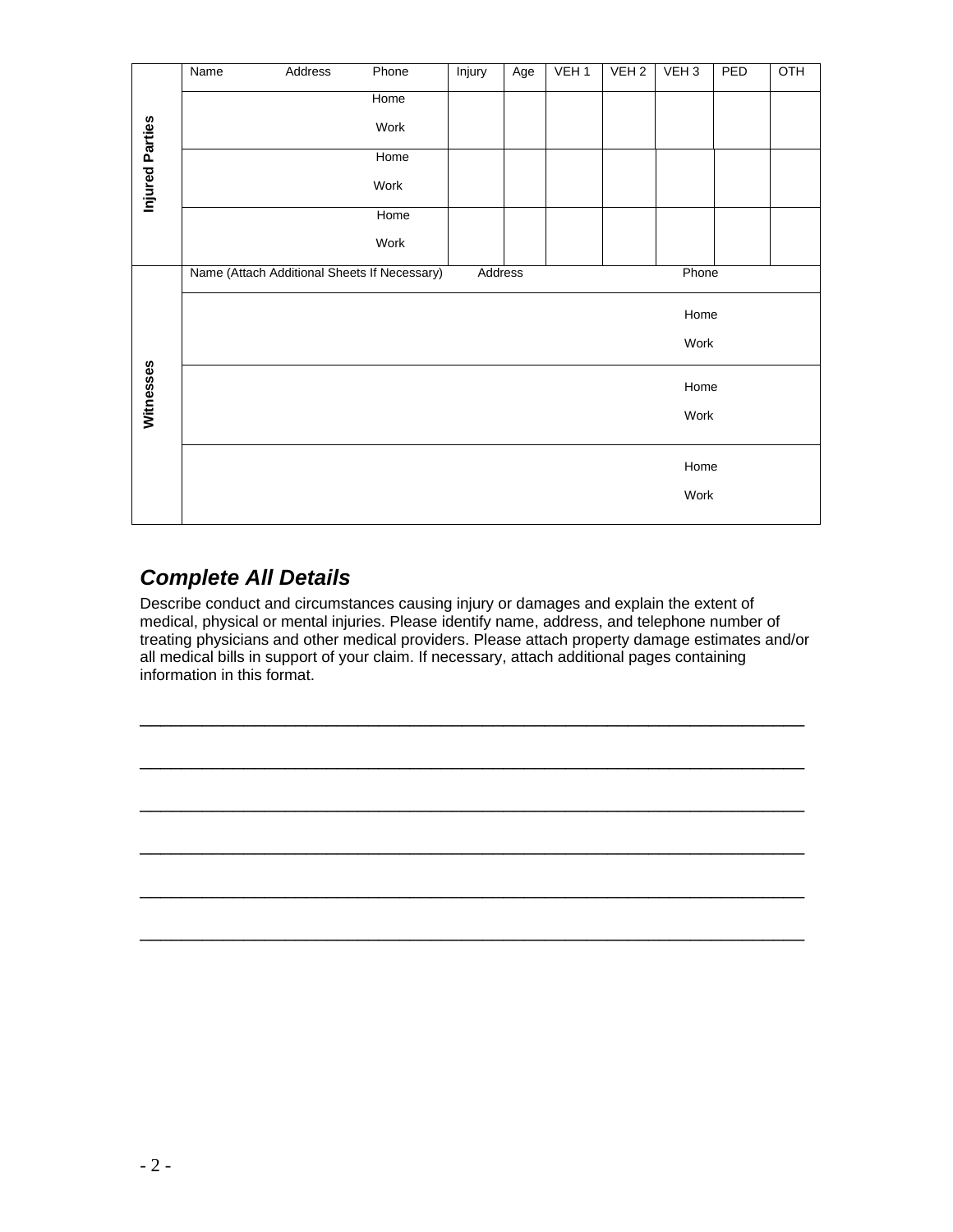| Injured Parties | Name | Address | Phone | Injury | Age | VEH 1 | VEH 2 | VEH 3 | PED | OTH |
|---|---|---|---|---|---|---|---|---|---|---|
| | | | Home<br>Work | | | | | | | |
| | | | Home<br>Work | | | | | | | |
| | | | Home<br>Work | | | | | | | |

| Witnesses | Name (Attach Additional Sheets If Necessary) | Address | Phone |
|---|---|---|---|
| | | | Home<br>Work |
| | | | Home<br>Work |
| | | | Home<br>Work |

## *Complete All Details*

Describe conduct and circumstances causing injury or damages and explain the extent of medical, physical or mental injuries. Please identify name, address, and telephone number of treating physicians and other medical providers. Please attach property damage estimates and/or all medical bills in support of your claim. If necessary, attach additional pages containing information in this format.

_______________________________________________________________________________

_______________________________________________________________________________

_______________________________________________________________________________

_______________________________________________________________________________

_______________________________________________________________________________

_______________________________________________________________________________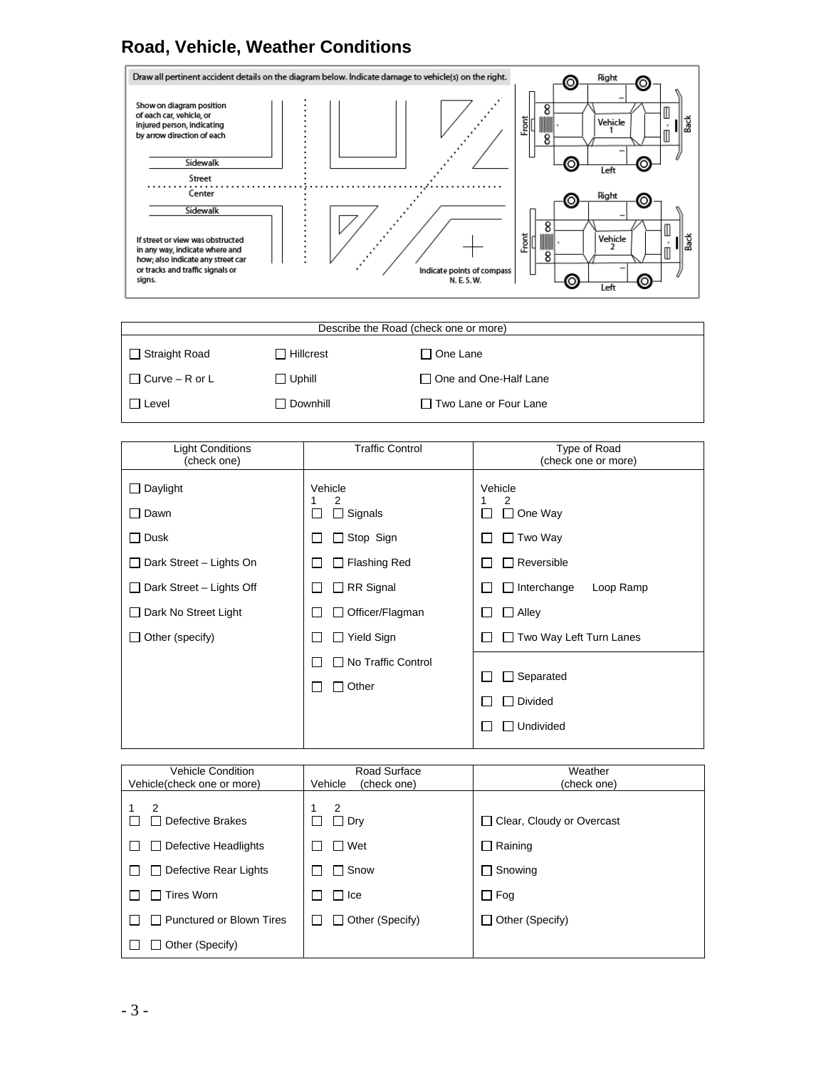## Road, Vehicle, Weather Conditions

Draw all pertinent accident details on the diagram below. Indicate damage to vehicle(s) on the right.

Show on diagram position of each car, vehicle, or injured person, indicating by arrow direction of each

Sidewalk

Street

Center

Sidewalk

If street or view was obstructed in any way, indicate where and how; also indicate any street car or tracks and traffic signals or signs.

Indicate points of compass N. E. S. W.

Vehicle 1 — Right / Front / Back / Left

Vehicle 2 — Right / Front / Back / Left

| Describe the Road (check one or more) | | |
|---|---|---|
| ☐ Straight Road | ☐ Hillcrest | ☐ One Lane |
| ☐ Curve – R or L | ☐ Uphill | ☐ One and One-Half Lane |
| ☐ Level | ☐ Downhill | ☐ Two Lane or Four Lane |

| Light Conditions (check one) | Traffic Control | Type of Road (check one or more) |
|---|---|---|
| | Vehicle 1 2 | Vehicle 1 2 |
| ☐ Daylight | ☐ ☐ Signals | ☐ ☐ One Way |
| ☐ Dawn | ☐ ☐ Stop Sign | ☐ ☐ Two Way |
| ☐ Dusk | ☐ ☐ Flashing Red | ☐ ☐ Reversible |
| ☐ Dark Street – Lights On | ☐ ☐ RR Signal | ☐ ☐ Interchange Loop Ramp |
| ☐ Dark Street – Lights Off | ☐ ☐ Officer/Flagman | ☐ ☐ Alley |
| ☐ Dark No Street Light | ☐ ☐ Yield Sign | ☐ ☐ Two Way Left Turn Lanes |
| ☐ Other (specify) | ☐ ☐ No Traffic Control | ☐ ☐ Separated |
| | ☐ ☐ Other | ☐ ☐ Divided |
| | | ☐ ☐ Undivided |

| Vehicle Condition Vehicle (check one or more) | Road Surface Vehicle (check one) | Weather (check one) |
|---|---|---|
| 1 2 | 1 2 | |
| ☐ ☐ Defective Brakes | ☐ ☐ Dry | ☐ Clear, Cloudy or Overcast |
| ☐ ☐ Defective Headlights | ☐ ☐ Wet | ☐ Raining |
| ☐ ☐ Defective Rear Lights | ☐ ☐ Snow | ☐ Snowing |
| ☐ ☐ Tires Worn | ☐ ☐ Ice | ☐ Fog |
| ☐ ☐ Punctured or Blown Tires | ☐ ☐ Other (Specify) | ☐ Other (Specify) |
| ☐ ☐ Other (Specify) | | |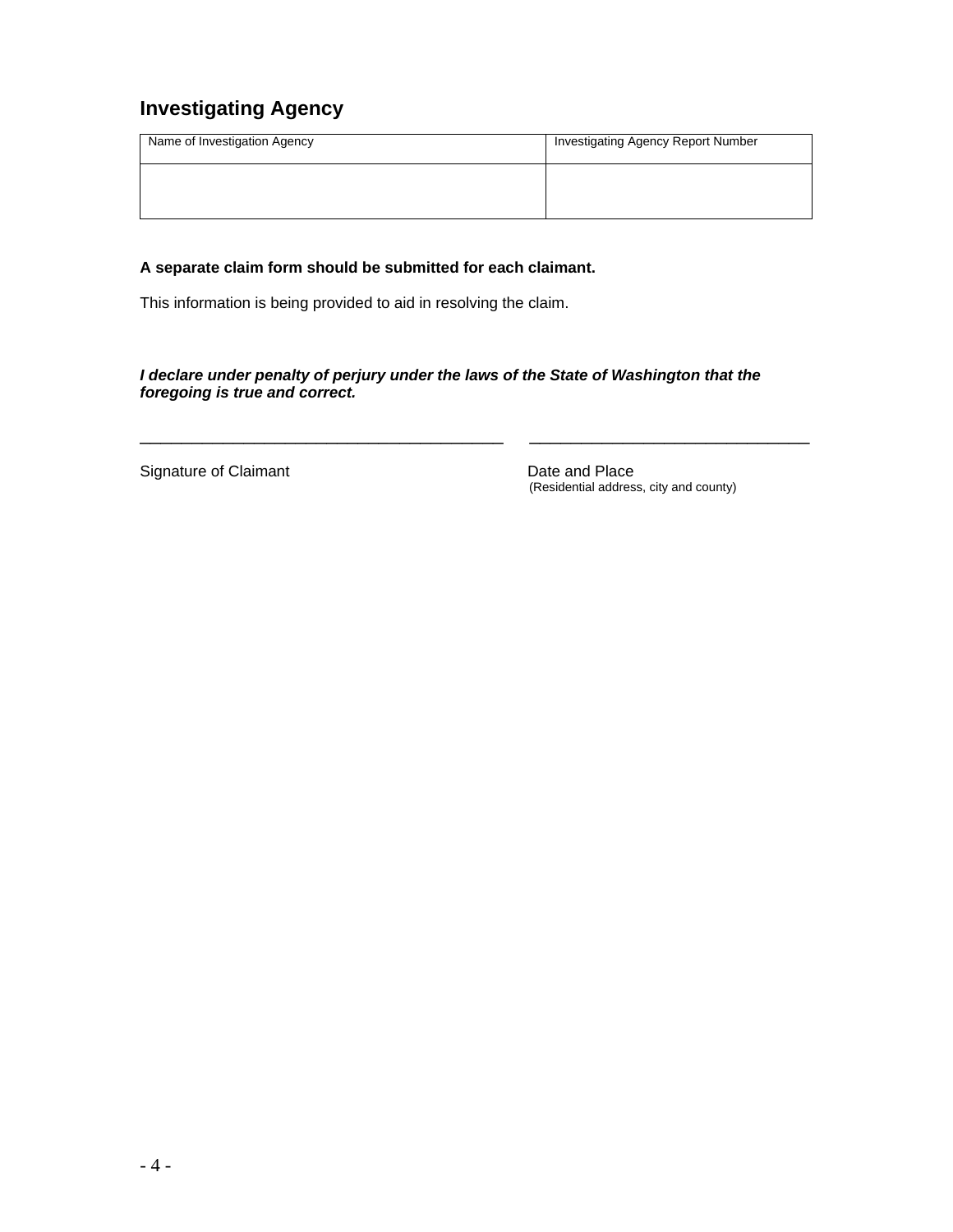## Investigating Agency

| Name of Investigation Agency | Investigating Agency Report Number |
| --- | --- |
| | |

**A separate claim form should be submitted for each claimant.**

This information is being provided to aid in resolving the claim.

***I declare under penalty of perjury under the laws of the State of Washington that the foregoing is true and correct.***

\_\_\_\_\_\_\_\_\_\_\_\_\_\_\_\_\_\_\_\_\_\_\_\_\_\_\_\_\_\_\_\_\_\_\_\_\_\_\_\_ \_\_\_\_\_\_\_\_\_\_\_\_\_\_\_\_\_\_\_\_\_\_\_\_\_\_\_\_\_\_\_

Signature of Claimant

Date and Place
(Residential address, city and county)